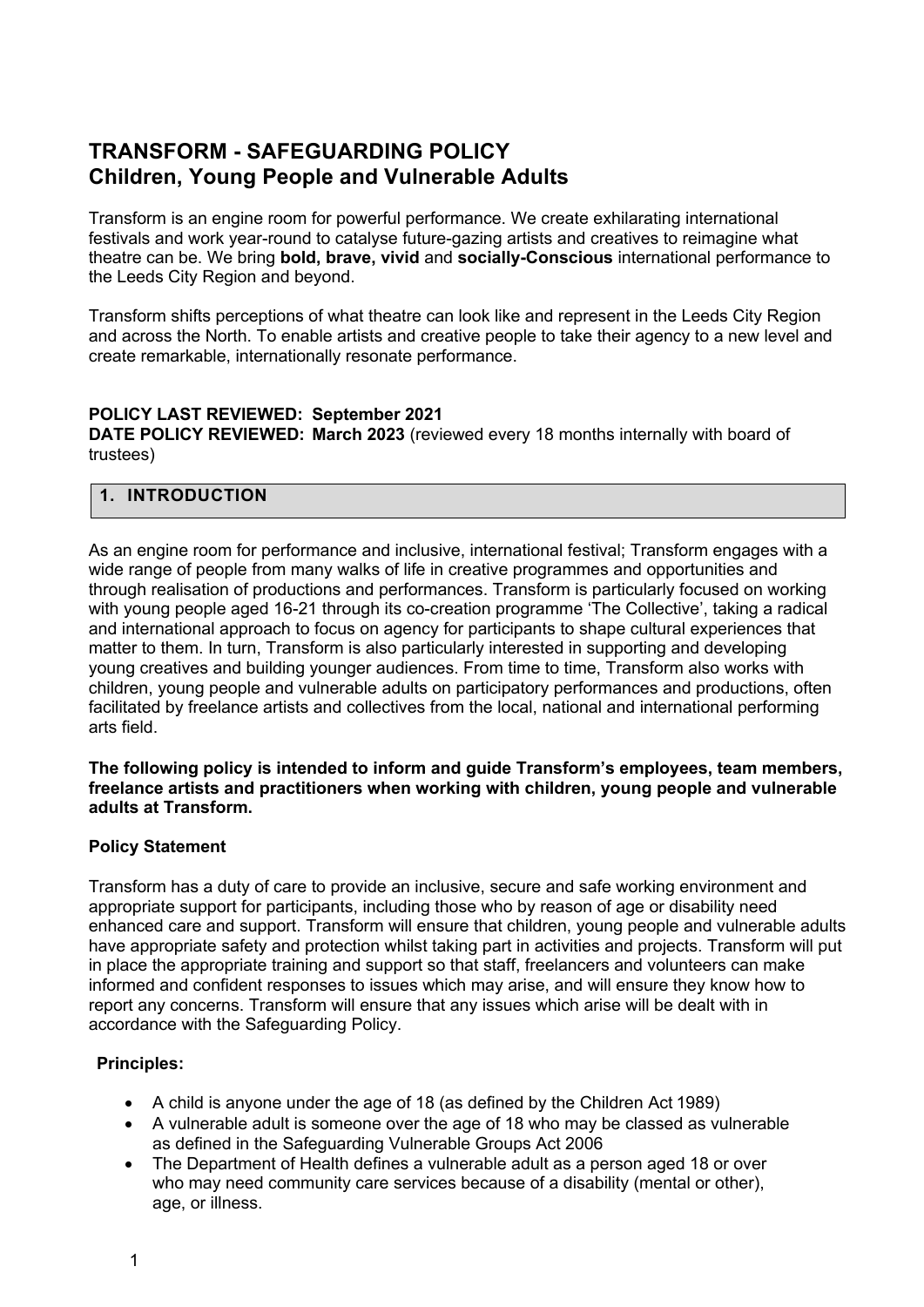# TRANSFORM - SAFEGUARDING POLICY
## Children, Young People and Vulnerable Adults

Transform is an engine room for powerful performance. We create exhilarating international festivals and work year-round to catalyse future-gazing artists and creatives to reimagine what theatre can be. We bring **bold, brave, vivid** and **socially-Conscious** international performance to the Leeds City Region and beyond.

Transform shifts perceptions of what theatre can look like and represent in the Leeds City Region and across the North. To enable artists and creative people to take their agency to a new level and create remarkable, internationally resonate performance.

**POLICY LAST REVIEWED: September 2021**
**DATE POLICY REVIEWED: March 2023** (reviewed every 18 months internally with board of trustees)

## 1. INTRODUCTION

As an engine room for performance and inclusive, international festival; Transform engages with a wide range of people from many walks of life in creative programmes and opportunities and through realisation of productions and performances. Transform is particularly focused on working with young people aged 16-21 through its co-creation programme 'The Collective', taking a radical and international approach to focus on agency for participants to shape cultural experiences that matter to them. In turn, Transform is also particularly interested in supporting and developing young creatives and building younger audiences. From time to time, Transform also works with children, young people and vulnerable adults on participatory performances and productions, often facilitated by freelance artists and collectives from the local, national and international performing arts field.

**The following policy is intended to inform and guide Transform's employees, team members, freelance artists and practitioners when working with children, young people and vulnerable adults at Transform.**

### Policy Statement

Transform has a duty of care to provide an inclusive, secure and safe working environment and appropriate support for participants, including those who by reason of age or disability need enhanced care and support. Transform will ensure that children, young people and vulnerable adults have appropriate safety and protection whilst taking part in activities and projects. Transform will put in place the appropriate training and support so that staff, freelancers and volunteers can make informed and confident responses to issues which may arise, and will ensure they know how to report any concerns. Transform will ensure that any issues which arise will be dealt with in accordance with the Safeguarding Policy.

### Principles:

- A child is anyone under the age of 18 (as defined by the Children Act 1989)
- A vulnerable adult is someone over the age of 18 who may be classed as vulnerable as defined in the Safeguarding Vulnerable Groups Act 2006
- The Department of Health defines a vulnerable adult as a person aged 18 or over who may need community care services because of a disability (mental or other), age, or illness.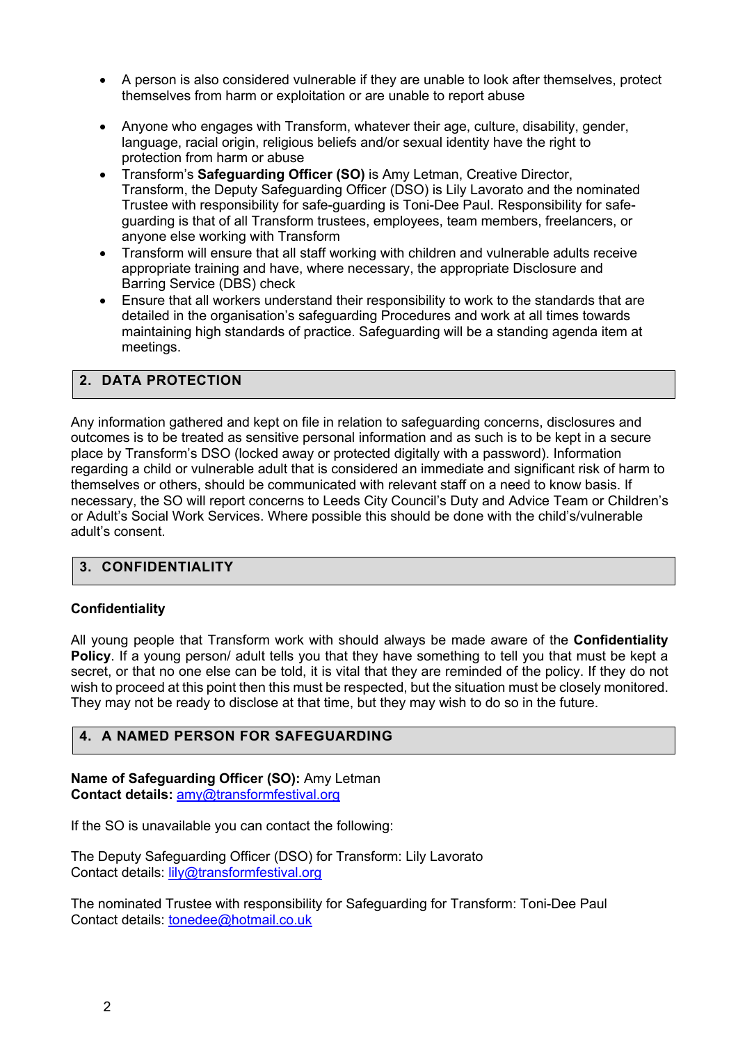- A person is also considered vulnerable if they are unable to look after themselves, protect themselves from harm or exploitation or are unable to report abuse
- Anyone who engages with Transform, whatever their age, culture, disability, gender, language, racial origin, religious beliefs and/or sexual identity have the right to protection from harm or abuse
- Transform's **Safeguarding Officer (SO)** is Amy Letman, Creative Director, Transform, the Deputy Safeguarding Officer (DSO) is Lily Lavorato and the nominated Trustee with responsibility for safe-guarding is Toni-Dee Paul. Responsibility for safe-guarding is that of all Transform trustees, employees, team members, freelancers, or anyone else working with Transform
- Transform will ensure that all staff working with children and vulnerable adults receive appropriate training and have, where necessary, the appropriate Disclosure and Barring Service (DBS) check
- Ensure that all workers understand their responsibility to work to the standards that are detailed in the organisation's safeguarding Procedures and work at all times towards maintaining high standards of practice. Safeguarding will be a standing agenda item at meetings.

## 2. DATA PROTECTION

Any information gathered and kept on file in relation to safeguarding concerns, disclosures and outcomes is to be treated as sensitive personal information and as such is to be kept in a secure place by Transform's DSO (locked away or protected digitally with a password). Information regarding a child or vulnerable adult that is considered an immediate and significant risk of harm to themselves or others, should be communicated with relevant staff on a need to know basis. If necessary, the SO will report concerns to Leeds City Council's Duty and Advice Team or Children's or Adult's Social Work Services. Where possible this should be done with the child's/vulnerable adult's consent.

## 3. CONFIDENTIALITY

**Confidentiality**

All young people that Transform work with should always be made aware of the **Confidentiality Policy**. If a young person/ adult tells you that they have something to tell you that must be kept a secret, or that no one else can be told, it is vital that they are reminded of the policy. If they do not wish to proceed at this point then this must be respected, but the situation must be closely monitored. They may not be ready to disclose at that time, but they may wish to do so in the future.

## 4. A NAMED PERSON FOR SAFEGUARDING

**Name of Safeguarding Officer (SO):** Amy Letman
**Contact details:** amy@transformfestival.org

If the SO is unavailable you can contact the following:

The Deputy Safeguarding Officer (DSO) for Transform: Lily Lavorato
Contact details: lily@transformfestival.org

The nominated Trustee with responsibility for Safeguarding for Transform: Toni-Dee Paul
Contact details: tonedee@hotmail.co.uk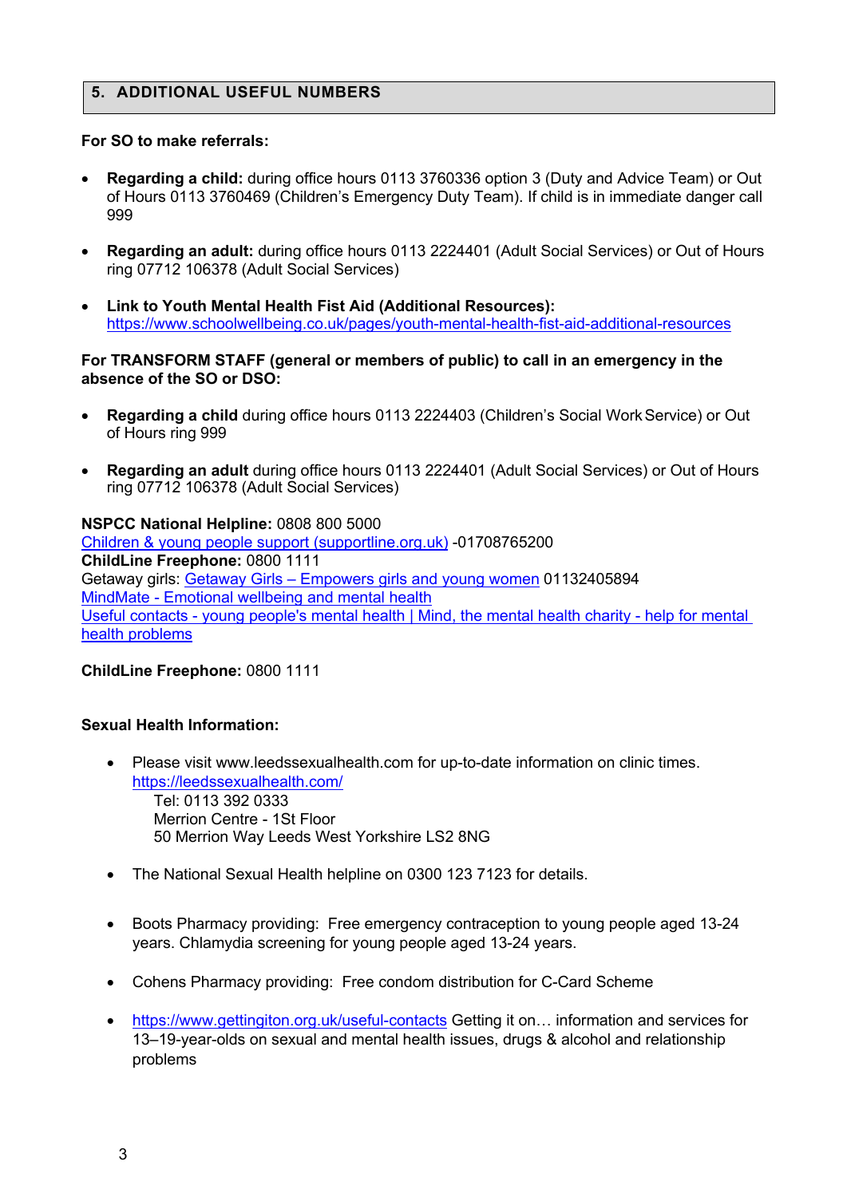## 5. ADDITIONAL USEFUL NUMBERS

**For SO to make referrals:**

- **Regarding a child:** during office hours 0113 3760336 option 3 (Duty and Advice Team) or Out of Hours 0113 3760469 (Children's Emergency Duty Team). If child is in immediate danger call 999
- **Regarding an adult:** during office hours 0113 2224401 (Adult Social Services) or Out of Hours ring 07712 106378 (Adult Social Services)
- **Link to Youth Mental Health Fist Aid (Additional Resources):** [https://www.schoolwellbeing.co.uk/pages/youth-mental-health-fist-aid-additional-resources](https://www.schoolwellbeing.co.uk/pages/youth-mental-health-fist-aid-additional-resources)

**For TRANSFORM STAFF (general or members of public) to call in an emergency in the absence of the SO or DSO:**

- **Regarding a child** during office hours 0113 2224403 (Children's Social Work Service) or Out of Hours ring 999
- **Regarding an adult** during office hours 0113 2224401 (Adult Social Services) or Out of Hours ring 07712 106378 (Adult Social Services)

**NSPCC National Helpline:** 0808 800 5000
Children & young people support (supportline.org.uk) -01708765200
**ChildLine Freephone:** 0800 1111
Getaway girls: Getaway Girls – Empowers girls and young women 01132405894
MindMate - Emotional wellbeing and mental health
Useful contacts - young people's mental health | Mind, the mental health charity - help for mental health problems

**ChildLine Freephone:** 0800 1111

**Sexual Health Information:**

- Please visit www.leedssexualhealth.com for up-to-date information on clinic times.
  [https://leedssexualhealth.com/](https://leedssexualhealth.com/)
  Tel: 0113 392 0333
  Merrion Centre - 1St Floor
  50 Merrion Way Leeds West Yorkshire LS2 8NG
- The National Sexual Health helpline on 0300 123 7123 for details.
- Boots Pharmacy providing: Free emergency contraception to young people aged 13-24 years. Chlamydia screening for young people aged 13-24 years.
- Cohens Pharmacy providing: Free condom distribution for C-Card Scheme
- [https://www.gettingiton.org.uk/useful-contacts](https://www.gettingiton.org.uk/useful-contacts) Getting it on… information and services for 13–19-year-olds on sexual and mental health issues, drugs & alcohol and relationship problems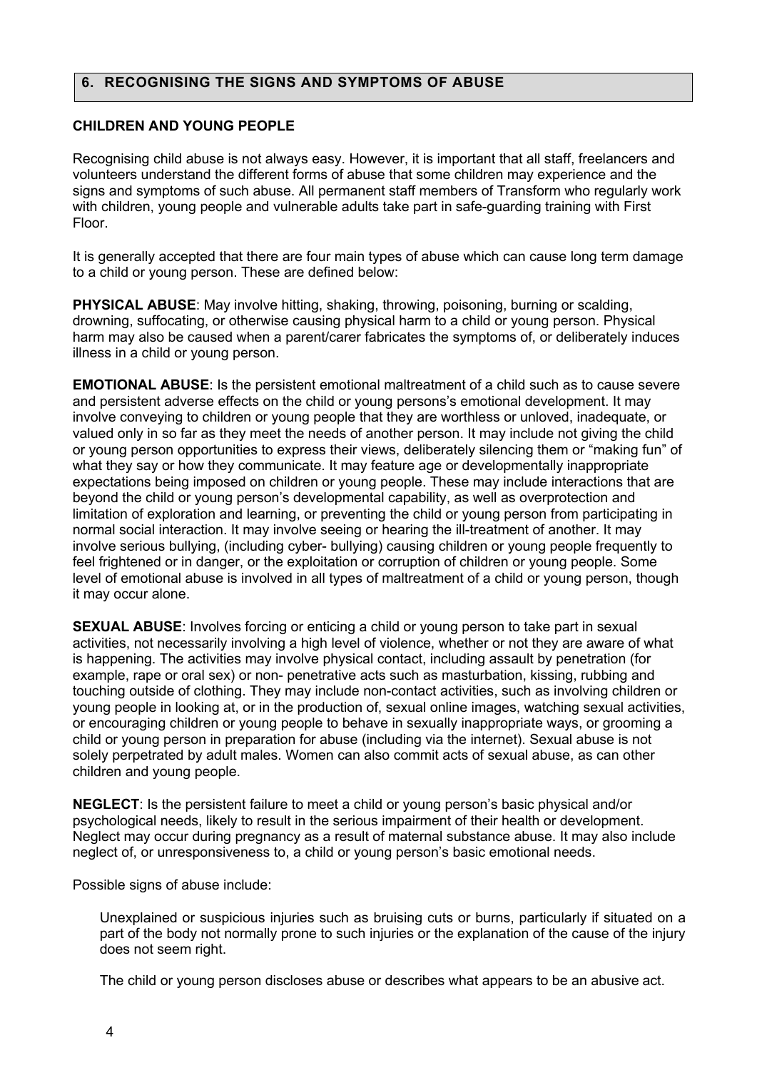## 6. RECOGNISING THE SIGNS AND SYMPTOMS OF ABUSE

### CHILDREN AND YOUNG PEOPLE

Recognising child abuse is not always easy. However, it is important that all staff, freelancers and volunteers understand the different forms of abuse that some children may experience and the signs and symptoms of such abuse. All permanent staff members of Transform who regularly work with children, young people and vulnerable adults take part in safe-guarding training with First Floor.

It is generally accepted that there are four main types of abuse which can cause long term damage to a child or young person. These are defined below:

**PHYSICAL ABUSE**: May involve hitting, shaking, throwing, poisoning, burning or scalding, drowning, suffocating, or otherwise causing physical harm to a child or young person. Physical harm may also be caused when a parent/carer fabricates the symptoms of, or deliberately induces illness in a child or young person.

**EMOTIONAL ABUSE**: Is the persistent emotional maltreatment of a child such as to cause severe and persistent adverse effects on the child or young persons's emotional development. It may involve conveying to children or young people that they are worthless or unloved, inadequate, or valued only in so far as they meet the needs of another person. It may include not giving the child or young person opportunities to express their views, deliberately silencing them or "making fun" of what they say or how they communicate. It may feature age or developmentally inappropriate expectations being imposed on children or young people. These may include interactions that are beyond the child or young person's developmental capability, as well as overprotection and limitation of exploration and learning, or preventing the child or young person from participating in normal social interaction. It may involve seeing or hearing the ill-treatment of another. It may involve serious bullying, (including cyber- bullying) causing children or young people frequently to feel frightened or in danger, or the exploitation or corruption of children or young people. Some level of emotional abuse is involved in all types of maltreatment of a child or young person, though it may occur alone.

**SEXUAL ABUSE**: Involves forcing or enticing a child or young person to take part in sexual activities, not necessarily involving a high level of violence, whether or not they are aware of what is happening. The activities may involve physical contact, including assault by penetration (for example, rape or oral sex) or non- penetrative acts such as masturbation, kissing, rubbing and touching outside of clothing. They may include non-contact activities, such as involving children or young people in looking at, or in the production of, sexual online images, watching sexual activities, or encouraging children or young people to behave in sexually inappropriate ways, or grooming a child or young person in preparation for abuse (including via the internet). Sexual abuse is not solely perpetrated by adult males. Women can also commit acts of sexual abuse, as can other children and young people.

**NEGLECT**: Is the persistent failure to meet a child or young person's basic physical and/or psychological needs, likely to result in the serious impairment of their health or development. Neglect may occur during pregnancy as a result of maternal substance abuse. It may also include neglect of, or unresponsiveness to, a child or young person's basic emotional needs.

Possible signs of abuse include:

Unexplained or suspicious injuries such as bruising cuts or burns, particularly if situated on a part of the body not normally prone to such injuries or the explanation of the cause of the injury does not seem right.

The child or young person discloses abuse or describes what appears to be an abusive act.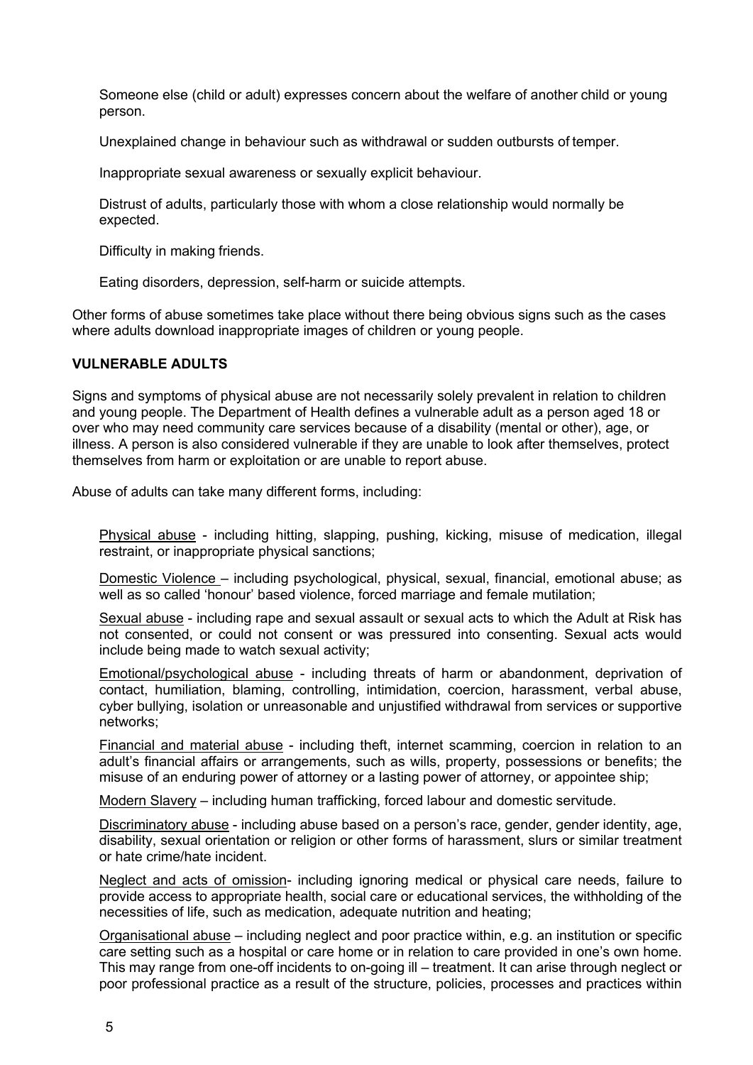Someone else (child or adult) expresses concern about the welfare of another child or young person.

Unexplained change in behaviour such as withdrawal or sudden outbursts of temper.

Inappropriate sexual awareness or sexually explicit behaviour.

Distrust of adults, particularly those with whom a close relationship would normally be expected.

Difficulty in making friends.

Eating disorders, depression, self-harm or suicide attempts.

Other forms of abuse sometimes take place without there being obvious signs such as the cases where adults download inappropriate images of children or young people.

**VULNERABLE ADULTS**

Signs and symptoms of physical abuse are not necessarily solely prevalent in relation to children and young people. The Department of Health defines a vulnerable adult as a person aged 18 or over who may need community care services because of a disability (mental or other), age, or illness. A person is also considered vulnerable if they are unable to look after themselves, protect themselves from harm or exploitation or are unable to report abuse.

Abuse of adults can take many different forms, including:

<u>Physical abuse</u> - including hitting, slapping, pushing, kicking, misuse of medication, illegal restraint, or inappropriate physical sanctions;

<u>Domestic Violence</u> – including psychological, physical, sexual, financial, emotional abuse; as well as so called 'honour' based violence, forced marriage and female mutilation;

<u>Sexual abuse</u> - including rape and sexual assault or sexual acts to which the Adult at Risk has not consented, or could not consent or was pressured into consenting. Sexual acts would include being made to watch sexual activity;

<u>Emotional/psychological abuse</u> - including threats of harm or abandonment, deprivation of contact, humiliation, blaming, controlling, intimidation, coercion, harassment, verbal abuse, cyber bullying, isolation or unreasonable and unjustified withdrawal from services or supportive networks;

<u>Financial and material abuse</u> - including theft, internet scamming, coercion in relation to an adult's financial affairs or arrangements, such as wills, property, possessions or benefits; the misuse of an enduring power of attorney or a lasting power of attorney, or appointee ship;

<u>Modern Slavery</u> – including human trafficking, forced labour and domestic servitude.

<u>Discriminatory abuse</u> - including abuse based on a person's race, gender, gender identity, age, disability, sexual orientation or religion or other forms of harassment, slurs or similar treatment or hate crime/hate incident.

<u>Neglect and acts of omission</u>- including ignoring medical or physical care needs, failure to provide access to appropriate health, social care or educational services, the withholding of the necessities of life, such as medication, adequate nutrition and heating;

<u>Organisational abuse</u> – including neglect and poor practice within, e.g. an institution or specific care setting such as a hospital or care home or in relation to care provided in one's own home. This may range from one-off incidents to on-going ill – treatment. It can arise through neglect or poor professional practice as a result of the structure, policies, processes and practices within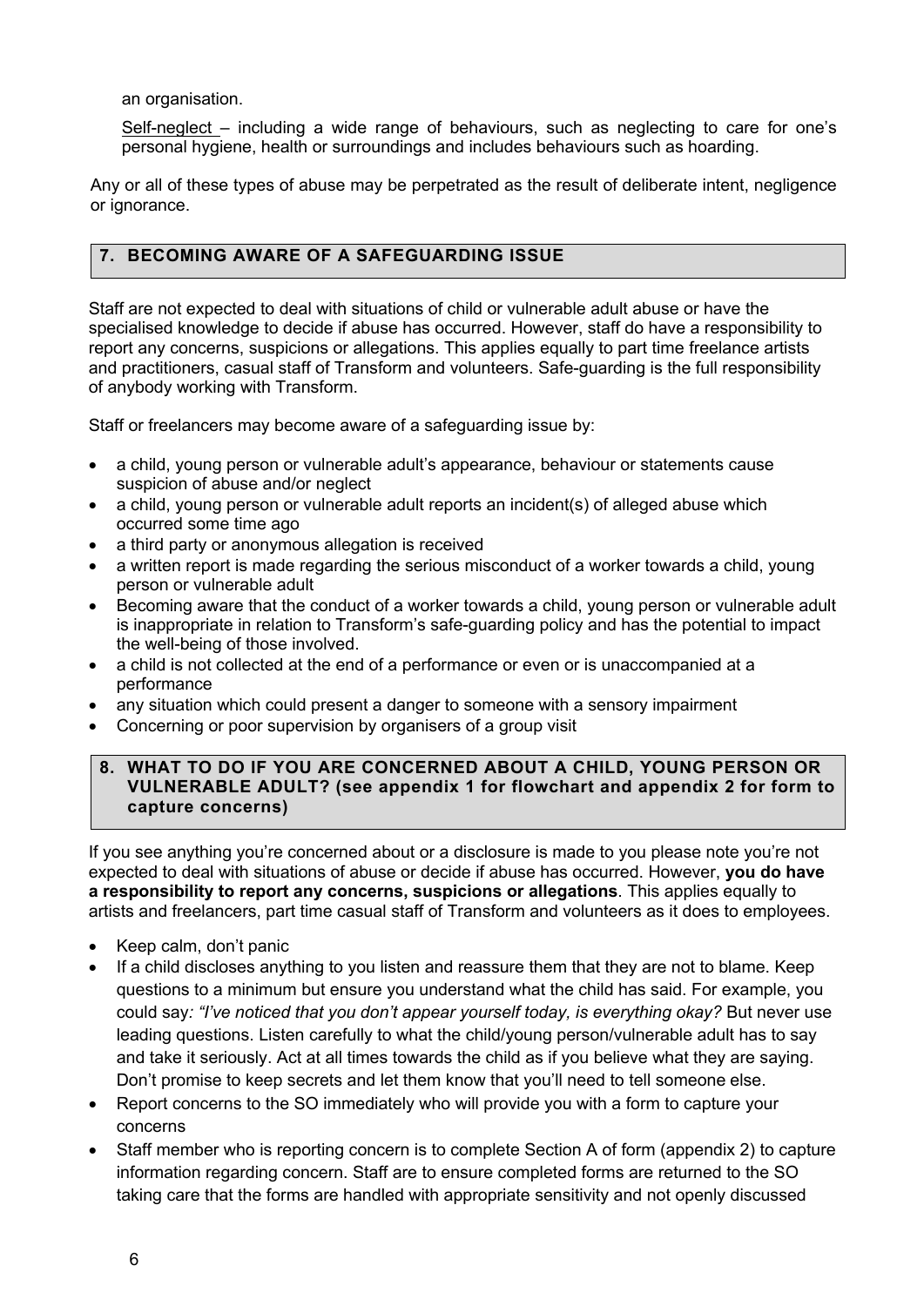an organisation.

Self-neglect – including a wide range of behaviours, such as neglecting to care for one's personal hygiene, health or surroundings and includes behaviours such as hoarding.

Any or all of these types of abuse may be perpetrated as the result of deliberate intent, negligence or ignorance.

## 7. BECOMING AWARE OF A SAFEGUARDING ISSUE

Staff are not expected to deal with situations of child or vulnerable adult abuse or have the specialised knowledge to decide if abuse has occurred. However, staff do have a responsibility to report any concerns, suspicions or allegations. This applies equally to part time freelance artists and practitioners, casual staff of Transform and volunteers. Safe-guarding is the full responsibility of anybody working with Transform.

Staff or freelancers may become aware of a safeguarding issue by:

- a child, young person or vulnerable adult's appearance, behaviour or statements cause suspicion of abuse and/or neglect
- a child, young person or vulnerable adult reports an incident(s) of alleged abuse which occurred some time ago
- a third party or anonymous allegation is received
- a written report is made regarding the serious misconduct of a worker towards a child, young person or vulnerable adult
- Becoming aware that the conduct of a worker towards a child, young person or vulnerable adult is inappropriate in relation to Transform's safe-guarding policy and has the potential to impact the well-being of those involved.
- a child is not collected at the end of a performance or even or is unaccompanied at a performance
- any situation which could present a danger to someone with a sensory impairment
- Concerning or poor supervision by organisers of a group visit

## 8. WHAT TO DO IF YOU ARE CONCERNED ABOUT A CHILD, YOUNG PERSON OR VULNERABLE ADULT? (see appendix 1 for flowchart and appendix 2 for form to capture concerns)

If you see anything you're concerned about or a disclosure is made to you please note you're not expected to deal with situations of abuse or decide if abuse has occurred. However, **you do have a responsibility to report any concerns, suspicions or allegations**. This applies equally to artists and freelancers, part time casual staff of Transform and volunteers as it does to employees.

- Keep calm, don't panic
- If a child discloses anything to you listen and reassure them that they are not to blame. Keep questions to a minimum but ensure you understand what the child has said. For example, you could say*: "I've noticed that you don't appear yourself today, is everything okay?* But never use leading questions. Listen carefully to what the child/young person/vulnerable adult has to say and take it seriously. Act at all times towards the child as if you believe what they are saying. Don't promise to keep secrets and let them know that you'll need to tell someone else.
- Report concerns to the SO immediately who will provide you with a form to capture your concerns
- Staff member who is reporting concern is to complete Section A of form (appendix 2) to capture information regarding concern. Staff are to ensure completed forms are returned to the SO taking care that the forms are handled with appropriate sensitivity and not openly discussed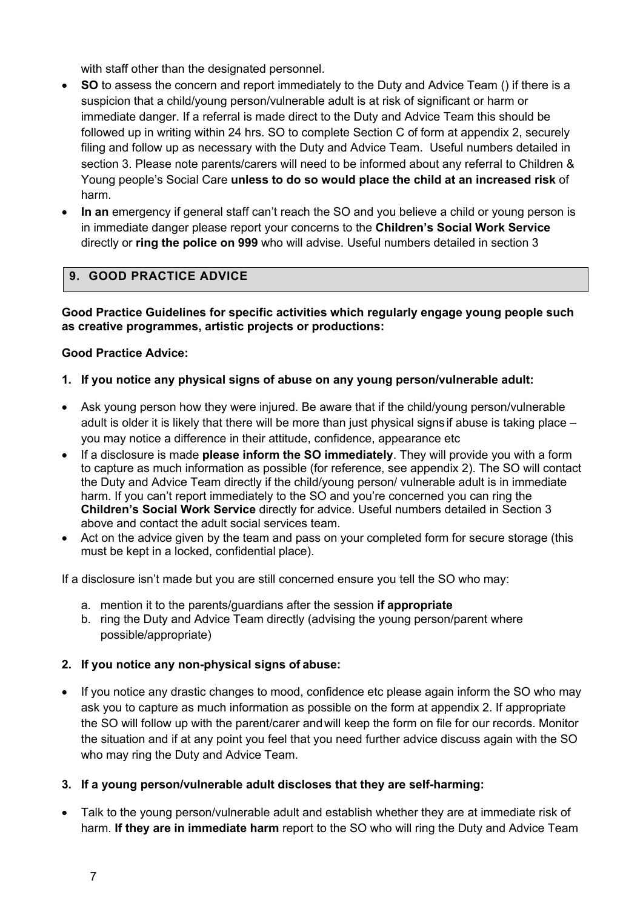with staff other than the designated personnel.

- **SO** to assess the concern and report immediately to the Duty and Advice Team () if there is a suspicion that a child/young person/vulnerable adult is at risk of significant or harm or immediate danger. If a referral is made direct to the Duty and Advice Team this should be followed up in writing within 24 hrs. SO to complete Section C of form at appendix 2, securely filing and follow up as necessary with the Duty and Advice Team. Useful numbers detailed in section 3. Please note parents/carers will need to be informed about any referral to Children & Young people's Social Care **unless to do so would place the child at an increased risk** of harm.
- **In an** emergency if general staff can't reach the SO and you believe a child or young person is in immediate danger please report your concerns to the **Children's Social Work Service** directly or **ring the police on 999** who will advise. Useful numbers detailed in section 3

## 9. GOOD PRACTICE ADVICE

**Good Practice Guidelines for specific activities which regularly engage young people such as creative programmes, artistic projects or productions:**

**Good Practice Advice:**

**1. If you notice any physical signs of abuse on any young person/vulnerable adult:**

- Ask young person how they were injured. Be aware that if the child/young person/vulnerable adult is older it is likely that there will be more than just physical signs if abuse is taking place – you may notice a difference in their attitude, confidence, appearance etc
- If a disclosure is made **please inform the SO immediately**. They will provide you with a form to capture as much information as possible (for reference, see appendix 2). The SO will contact the Duty and Advice Team directly if the child/young person/ vulnerable adult is in immediate harm. If you can't report immediately to the SO and you're concerned you can ring the **Children's Social Work Service** directly for advice. Useful numbers detailed in Section 3 above and contact the adult social services team.
- Act on the advice given by the team and pass on your completed form for secure storage (this must be kept in a locked, confidential place).

If a disclosure isn't made but you are still concerned ensure you tell the SO who may:

a. mention it to the parents/guardians after the session **if appropriate**
b. ring the Duty and Advice Team directly (advising the young person/parent where possible/appropriate)

**2. If you notice any non-physical signs of abuse:**

- If you notice any drastic changes to mood, confidence etc please again inform the SO who may ask you to capture as much information as possible on the form at appendix 2. If appropriate the SO will follow up with the parent/carer and will keep the form on file for our records. Monitor the situation and if at any point you feel that you need further advice discuss again with the SO who may ring the Duty and Advice Team.

**3. If a young person/vulnerable adult discloses that they are self-harming:**

- Talk to the young person/vulnerable adult and establish whether they are at immediate risk of harm. **If they are in immediate harm** report to the SO who will ring the Duty and Advice Team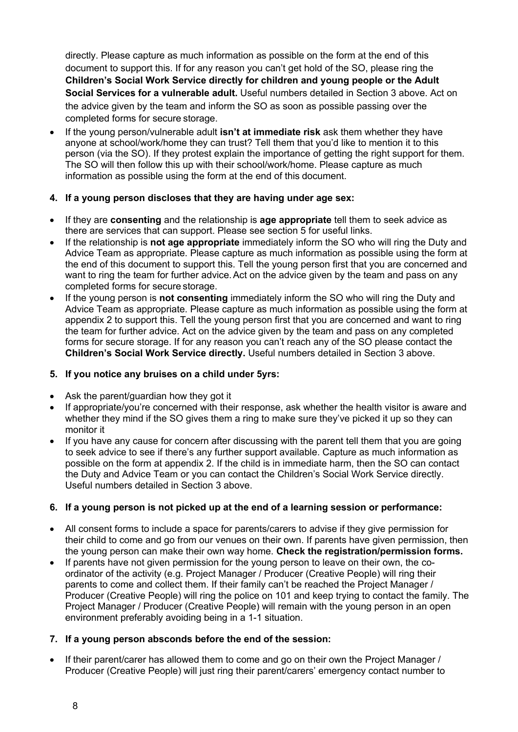directly. Please capture as much information as possible on the form at the end of this document to support this. If for any reason you can't get hold of the SO, please ring the **Children's Social Work Service directly for children and young people or the Adult Social Services for a vulnerable adult.** Useful numbers detailed in Section 3 above. Act on the advice given by the team and inform the SO as soon as possible passing over the completed forms for secure storage.

- If the young person/vulnerable adult **isn't at immediate risk** ask them whether they have anyone at school/work/home they can trust? Tell them that you'd like to mention it to this person (via the SO). If they protest explain the importance of getting the right support for them. The SO will then follow this up with their school/work/home. Please capture as much information as possible using the form at the end of this document.

### 4. If a young person discloses that they are having under age sex:

- If they are **consenting** and the relationship is **age appropriate** tell them to seek advice as there are services that can support. Please see section 5 for useful links.
- If the relationship is **not age appropriate** immediately inform the SO who will ring the Duty and Advice Team as appropriate. Please capture as much information as possible using the form at the end of this document to support this. Tell the young person first that you are concerned and want to ring the team for further advice. Act on the advice given by the team and pass on any completed forms for secure storage.
- If the young person is **not consenting** immediately inform the SO who will ring the Duty and Advice Team as appropriate. Please capture as much information as possible using the form at appendix 2 to support this. Tell the young person first that you are concerned and want to ring the team for further advice. Act on the advice given by the team and pass on any completed forms for secure storage. If for any reason you can't reach any of the SO please contact the **Children's Social Work Service directly.** Useful numbers detailed in Section 3 above.

### 5. If you notice any bruises on a child under 5yrs:

- Ask the parent/guardian how they got it
- If appropriate/you're concerned with their response, ask whether the health visitor is aware and whether they mind if the SO gives them a ring to make sure they've picked it up so they can monitor it
- If you have any cause for concern after discussing with the parent tell them that you are going to seek advice to see if there's any further support available. Capture as much information as possible on the form at appendix 2. If the child is in immediate harm, then the SO can contact the Duty and Advice Team or you can contact the Children's Social Work Service directly. Useful numbers detailed in Section 3 above.

### 6. If a young person is not picked up at the end of a learning session or performance:

- All consent forms to include a space for parents/carers to advise if they give permission for their child to come and go from our venues on their own. If parents have given permission, then the young person can make their own way home. **Check the registration/permission forms.**
- If parents have not given permission for the young person to leave on their own, the co-ordinator of the activity (e.g. Project Manager / Producer (Creative People) will ring their parents to come and collect them. If their family can't be reached the Project Manager / Producer (Creative People) will ring the police on 101 and keep trying to contact the family. The Project Manager / Producer (Creative People) will remain with the young person in an open environment preferably avoiding being in a 1-1 situation.

### 7. If a young person absconds before the end of the session:

- If their parent/carer has allowed them to come and go on their own the Project Manager / Producer (Creative People) will just ring their parent/carers' emergency contact number to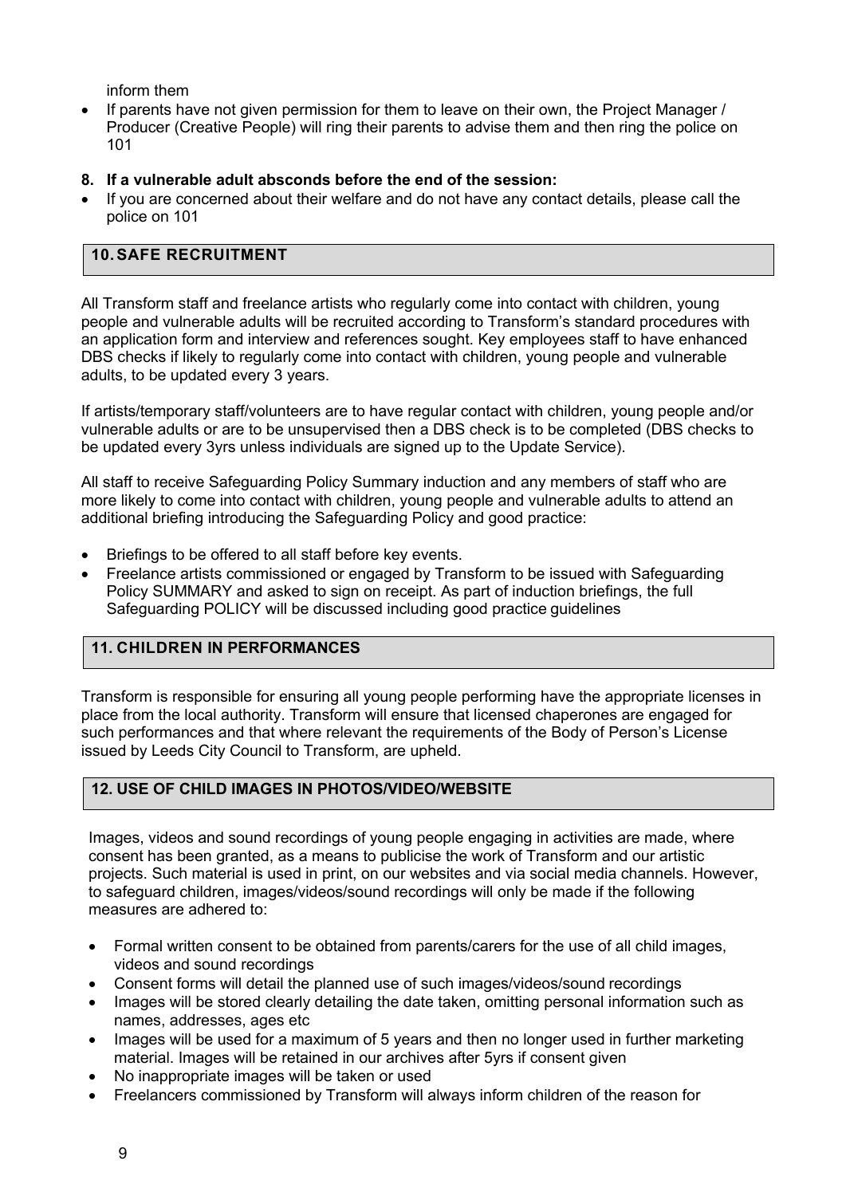inform them

- If parents have not given permission for them to leave on their own, the Project Manager / Producer (Creative People) will ring their parents to advise them and then ring the police on 101

**8. If a vulnerable adult absconds before the end of the session:**

- If you are concerned about their welfare and do not have any contact details, please call the police on 101

## 10. SAFE RECRUITMENT

All Transform staff and freelance artists who regularly come into contact with children, young people and vulnerable adults will be recruited according to Transform's standard procedures with an application form and interview and references sought. Key employees staff to have enhanced DBS checks if likely to regularly come into contact with children, young people and vulnerable adults, to be updated every 3 years.

If artists/temporary staff/volunteers are to have regular contact with children, young people and/or vulnerable adults or are to be unsupervised then a DBS check is to be completed (DBS checks to be updated every 3yrs unless individuals are signed up to the Update Service).

All staff to receive Safeguarding Policy Summary induction and any members of staff who are more likely to come into contact with children, young people and vulnerable adults to attend an additional briefing introducing the Safeguarding Policy and good practice:

- Briefings to be offered to all staff before key events.
- Freelance artists commissioned or engaged by Transform to be issued with Safeguarding Policy SUMMARY and asked to sign on receipt. As part of induction briefings, the full Safeguarding POLICY will be discussed including good practice guidelines

## 11. CHILDREN IN PERFORMANCES

Transform is responsible for ensuring all young people performing have the appropriate licenses in place from the local authority. Transform will ensure that licensed chaperones are engaged for such performances and that where relevant the requirements of the Body of Person's License issued by Leeds City Council to Transform, are upheld.

## 12. USE OF CHILD IMAGES IN PHOTOS/VIDEO/WEBSITE

Images, videos and sound recordings of young people engaging in activities are made, where consent has been granted, as a means to publicise the work of Transform and our artistic projects. Such material is used in print, on our websites and via social media channels. However, to safeguard children, images/videos/sound recordings will only be made if the following measures are adhered to:

- Formal written consent to be obtained from parents/carers for the use of all child images, videos and sound recordings
- Consent forms will detail the planned use of such images/videos/sound recordings
- Images will be stored clearly detailing the date taken, omitting personal information such as names, addresses, ages etc
- Images will be used for a maximum of 5 years and then no longer used in further marketing material. Images will be retained in our archives after 5yrs if consent given
- No inappropriate images will be taken or used
- Freelancers commissioned by Transform will always inform children of the reason for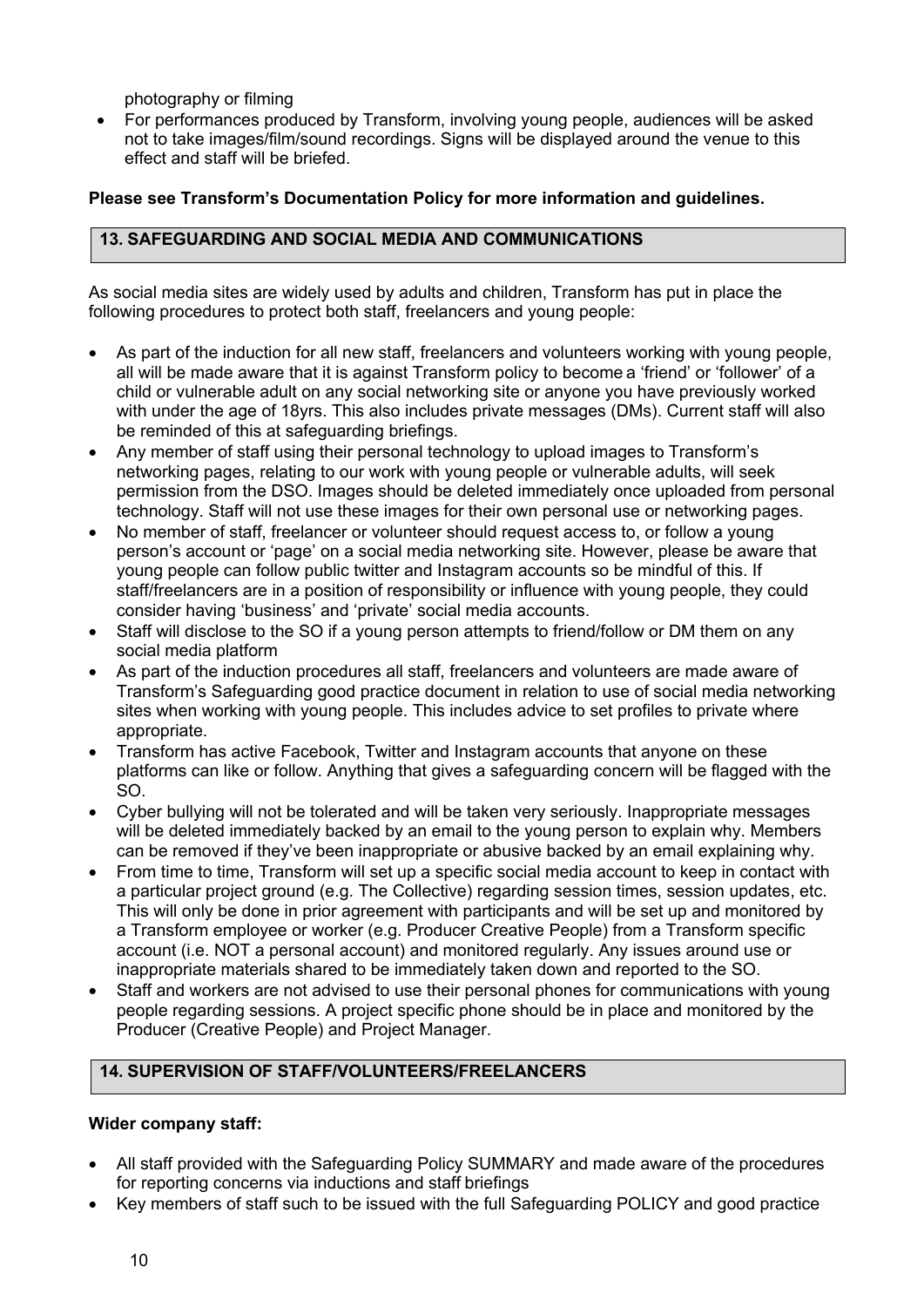photography or filming

- For performances produced by Transform, involving young people, audiences will be asked not to take images/film/sound recordings. Signs will be displayed around the venue to this effect and staff will be briefed.

**Please see Transform's Documentation Policy for more information and guidelines.**

## 13. SAFEGUARDING AND SOCIAL MEDIA AND COMMUNICATIONS

As social media sites are widely used by adults and children, Transform has put in place the following procedures to protect both staff, freelancers and young people:

- As part of the induction for all new staff, freelancers and volunteers working with young people, all will be made aware that it is against Transform policy to become a 'friend' or 'follower' of a child or vulnerable adult on any social networking site or anyone you have previously worked with under the age of 18yrs. This also includes private messages (DMs). Current staff will also be reminded of this at safeguarding briefings.
- Any member of staff using their personal technology to upload images to Transform's networking pages, relating to our work with young people or vulnerable adults, will seek permission from the DSO. Images should be deleted immediately once uploaded from personal technology. Staff will not use these images for their own personal use or networking pages.
- No member of staff, freelancer or volunteer should request access to, or follow a young person's account or 'page' on a social media networking site. However, please be aware that young people can follow public twitter and Instagram accounts so be mindful of this. If staff/freelancers are in a position of responsibility or influence with young people, they could consider having 'business' and 'private' social media accounts.
- Staff will disclose to the SO if a young person attempts to friend/follow or DM them on any social media platform
- As part of the induction procedures all staff, freelancers and volunteers are made aware of Transform's Safeguarding good practice document in relation to use of social media networking sites when working with young people. This includes advice to set profiles to private where appropriate.
- Transform has active Facebook, Twitter and Instagram accounts that anyone on these platforms can like or follow. Anything that gives a safeguarding concern will be flagged with the SO.
- Cyber bullying will not be tolerated and will be taken very seriously. Inappropriate messages will be deleted immediately backed by an email to the young person to explain why. Members can be removed if they've been inappropriate or abusive backed by an email explaining why.
- From time to time, Transform will set up a specific social media account to keep in contact with a particular project ground (e.g. The Collective) regarding session times, session updates, etc. This will only be done in prior agreement with participants and will be set up and monitored by a Transform employee or worker (e.g. Producer Creative People) from a Transform specific account (i.e. NOT a personal account) and monitored regularly. Any issues around use or inappropriate materials shared to be immediately taken down and reported to the SO.
- Staff and workers are not advised to use their personal phones for communications with young people regarding sessions. A project specific phone should be in place and monitored by the Producer (Creative People) and Project Manager.

## 14. SUPERVISION OF STAFF/VOLUNTEERS/FREELANCERS

**Wider company staff:**

- All staff provided with the Safeguarding Policy SUMMARY and made aware of the procedures for reporting concerns via inductions and staff briefings
- Key members of staff such to be issued with the full Safeguarding POLICY and good practice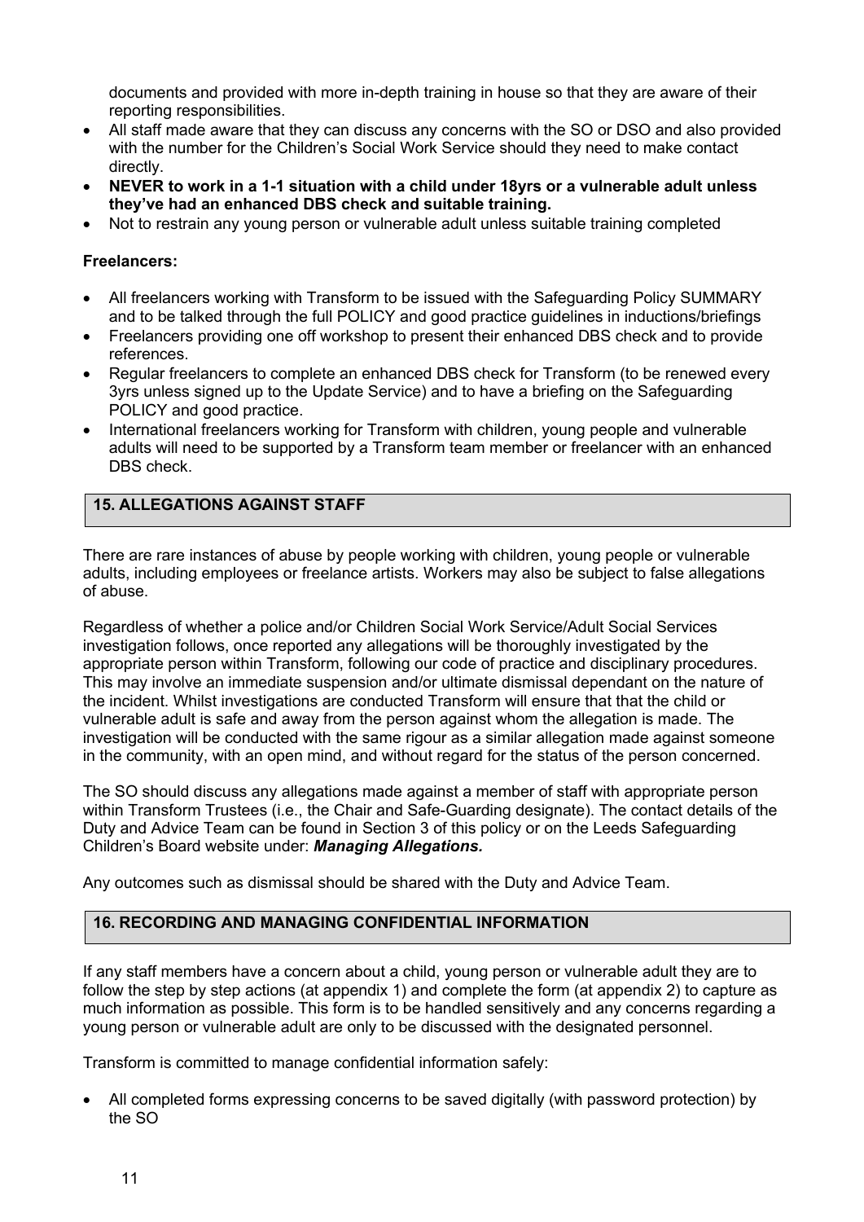documents and provided with more in-depth training in house so that they are aware of their reporting responsibilities.
- All staff made aware that they can discuss any concerns with the SO or DSO and also provided with the number for the Children's Social Work Service should they need to make contact directly.
- **NEVER to work in a 1-1 situation with a child under 18yrs or a vulnerable adult unless they've had an enhanced DBS check and suitable training.**
- Not to restrain any young person or vulnerable adult unless suitable training completed

**Freelancers:**

- All freelancers working with Transform to be issued with the Safeguarding Policy SUMMARY and to be talked through the full POLICY and good practice guidelines in inductions/briefings
- Freelancers providing one off workshop to present their enhanced DBS check and to provide references.
- Regular freelancers to complete an enhanced DBS check for Transform (to be renewed every 3yrs unless signed up to the Update Service) and to have a briefing on the Safeguarding POLICY and good practice.
- International freelancers working for Transform with children, young people and vulnerable adults will need to be supported by a Transform team member or freelancer with an enhanced DBS check.

## 15. ALLEGATIONS AGAINST STAFF

There are rare instances of abuse by people working with children, young people or vulnerable adults, including employees or freelance artists. Workers may also be subject to false allegations of abuse.

Regardless of whether a police and/or Children Social Work Service/Adult Social Services investigation follows, once reported any allegations will be thoroughly investigated by the appropriate person within Transform, following our code of practice and disciplinary procedures. This may involve an immediate suspension and/or ultimate dismissal dependant on the nature of the incident. Whilst investigations are conducted Transform will ensure that that the child or vulnerable adult is safe and away from the person against whom the allegation is made. The investigation will be conducted with the same rigour as a similar allegation made against someone in the community, with an open mind, and without regard for the status of the person concerned.

The SO should discuss any allegations made against a member of staff with appropriate person within Transform Trustees (i.e., the Chair and Safe-Guarding designate). The contact details of the Duty and Advice Team can be found in Section 3 of this policy or on the Leeds Safeguarding Children's Board website under: ***Managing Allegations.***

Any outcomes such as dismissal should be shared with the Duty and Advice Team.

## 16. RECORDING AND MANAGING CONFIDENTIAL INFORMATION

If any staff members have a concern about a child, young person or vulnerable adult they are to follow the step by step actions (at appendix 1) and complete the form (at appendix 2) to capture as much information as possible. This form is to be handled sensitively and any concerns regarding a young person or vulnerable adult are only to be discussed with the designated personnel.

Transform is committed to manage confidential information safely:

- All completed forms expressing concerns to be saved digitally (with password protection) by the SO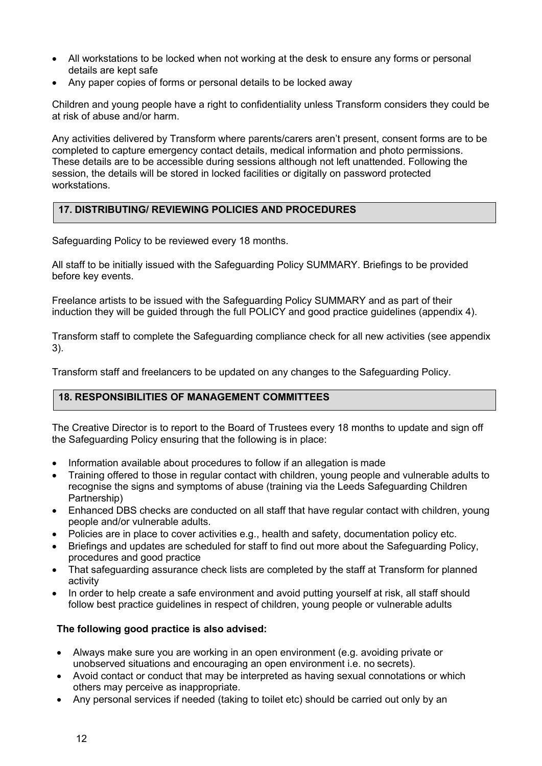- All workstations to be locked when not working at the desk to ensure any forms or personal details are kept safe
- Any paper copies of forms or personal details to be locked away

Children and young people have a right to confidentiality unless Transform considers they could be at risk of abuse and/or harm.

Any activities delivered by Transform where parents/carers aren't present, consent forms are to be completed to capture emergency contact details, medical information and photo permissions. These details are to be accessible during sessions although not left unattended. Following the session, the details will be stored in locked facilities or digitally on password protected workstations.

## 17. DISTRIBUTING/ REVIEWING POLICIES AND PROCEDURES

Safeguarding Policy to be reviewed every 18 months.

All staff to be initially issued with the Safeguarding Policy SUMMARY. Briefings to be provided before key events.

Freelance artists to be issued with the Safeguarding Policy SUMMARY and as part of their induction they will be guided through the full POLICY and good practice guidelines (appendix 4).

Transform staff to complete the Safeguarding compliance check for all new activities (see appendix 3).

Transform staff and freelancers to be updated on any changes to the Safeguarding Policy.

## 18. RESPONSIBILITIES OF MANAGEMENT COMMITTEES

The Creative Director is to report to the Board of Trustees every 18 months to update and sign off the Safeguarding Policy ensuring that the following is in place:

- Information available about procedures to follow if an allegation is made
- Training offered to those in regular contact with children, young people and vulnerable adults to recognise the signs and symptoms of abuse (training via the Leeds Safeguarding Children Partnership)
- Enhanced DBS checks are conducted on all staff that have regular contact with children, young people and/or vulnerable adults.
- Policies are in place to cover activities e.g., health and safety, documentation policy etc.
- Briefings and updates are scheduled for staff to find out more about the Safeguarding Policy, procedures and good practice
- That safeguarding assurance check lists are completed by the staff at Transform for planned activity
- In order to help create a safe environment and avoid putting yourself at risk, all staff should follow best practice guidelines in respect of children, young people or vulnerable adults

**The following good practice is also advised:**

- Always make sure you are working in an open environment (e.g. avoiding private or unobserved situations and encouraging an open environment i.e. no secrets).
- Avoid contact or conduct that may be interpreted as having sexual connotations or which others may perceive as inappropriate.
- Any personal services if needed (taking to toilet etc) should be carried out only by an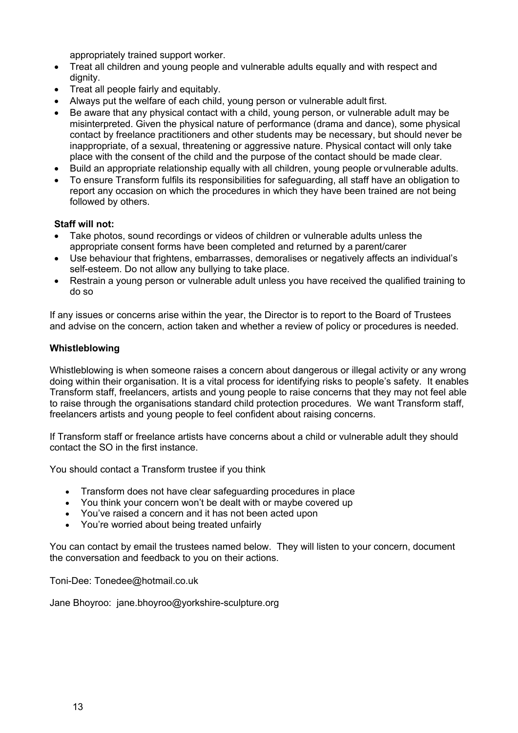appropriately trained support worker.

- Treat all children and young people and vulnerable adults equally and with respect and dignity.
- Treat all people fairly and equitably.
- Always put the welfare of each child, young person or vulnerable adult first.
- Be aware that any physical contact with a child, young person, or vulnerable adult may be misinterpreted. Given the physical nature of performance (drama and dance), some physical contact by freelance practitioners and other students may be necessary, but should never be inappropriate, of a sexual, threatening or aggressive nature. Physical contact will only take place with the consent of the child and the purpose of the contact should be made clear.
- Build an appropriate relationship equally with all children, young people or vulnerable adults.
- To ensure Transform fulfils its responsibilities for safeguarding, all staff have an obligation to report any occasion on which the procedures in which they have been trained are not being followed by others.

**Staff will not:**

- Take photos, sound recordings or videos of children or vulnerable adults unless the appropriate consent forms have been completed and returned by a parent/carer
- Use behaviour that frightens, embarrasses, demoralises or negatively affects an individual's self-esteem. Do not allow any bullying to take place.
- Restrain a young person or vulnerable adult unless you have received the qualified training to do so

If any issues or concerns arise within the year, the Director is to report to the Board of Trustees and advise on the concern, action taken and whether a review of policy or procedures is needed.

**Whistleblowing**

Whistleblowing is when someone raises a concern about dangerous or illegal activity or any wrong doing within their organisation. It is a vital process for identifying risks to people's safety. It enables Transform staff, freelancers, artists and young people to raise concerns that they may not feel able to raise through the organisations standard child protection procedures. We want Transform staff, freelancers artists and young people to feel confident about raising concerns.

If Transform staff or freelance artists have concerns about a child or vulnerable adult they should contact the SO in the first instance.

You should contact a Transform trustee if you think

- Transform does not have clear safeguarding procedures in place
- You think your concern won't be dealt with or maybe covered up
- You've raised a concern and it has not been acted upon
- You're worried about being treated unfairly

You can contact by email the trustees named below. They will listen to your concern, document the conversation and feedback to you on their actions.

Toni-Dee: Tonedee@hotmail.co.uk

Jane Bhoyroo: jane.bhoyroo@yorkshire-sculpture.org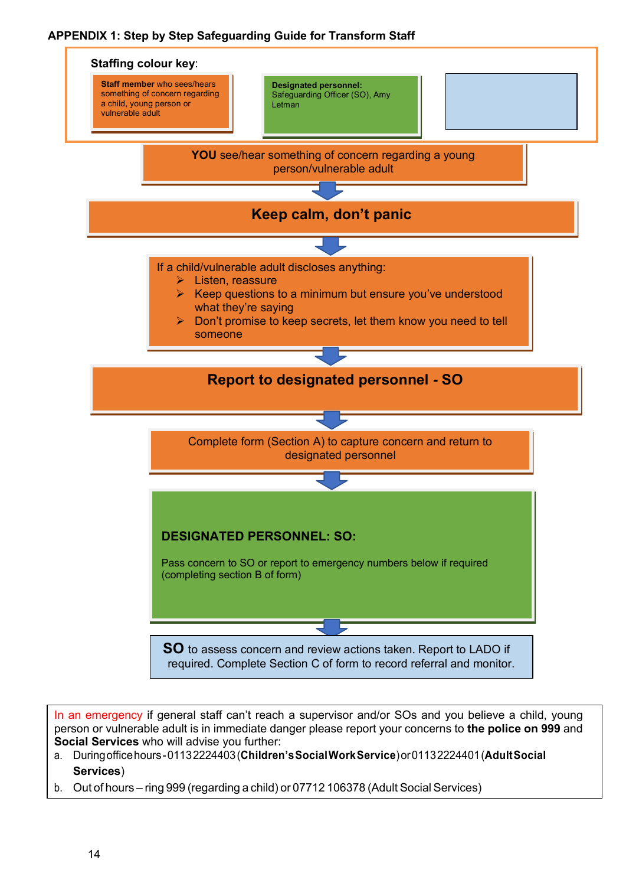**APPENDIX 1: Step by Step Safeguarding Guide for Transform Staff**

**Staffing colour key**:

- **Staff member** who sees/hears something of concern regarding a child, young person or vulnerable adult
- **Designated personnel:** Safeguarding Officer (SO), Amy Letman

**YOU** see/hear something of concern regarding a young person/vulnerable adult

↓

**Keep calm, don't panic**

↓

If a child/vulnerable adult discloses anything:

- Listen, reassure
- Keep questions to a minimum but ensure you've understood what they're saying
- Don't promise to keep secrets, let them know you need to tell someone

↓

**Report to designated personnel - SO**

↓

Complete form (Section A) to capture concern and return to designated personnel

↓

**DESIGNATED PERSONNEL: SO:**

Pass concern to SO or report to emergency numbers below if required (completing section B of form)

↓

**SO** to assess concern and review actions taken. Report to LADO if required. Complete Section C of form to record referral and monitor.

In an emergency if general staff can't reach a supervisor and/or SOs and you believe a child, young person or vulnerable adult is in immediate danger please report your concerns to **the police on 999** and **Social Services** who will advise you further:

a. During office hours - 01132224403 (**Children's Social Work Service**) or 01132224401 (**Adult Social Services**)
b. Out of hours – ring 999 (regarding a child) or 07712 106378 (Adult Social Services)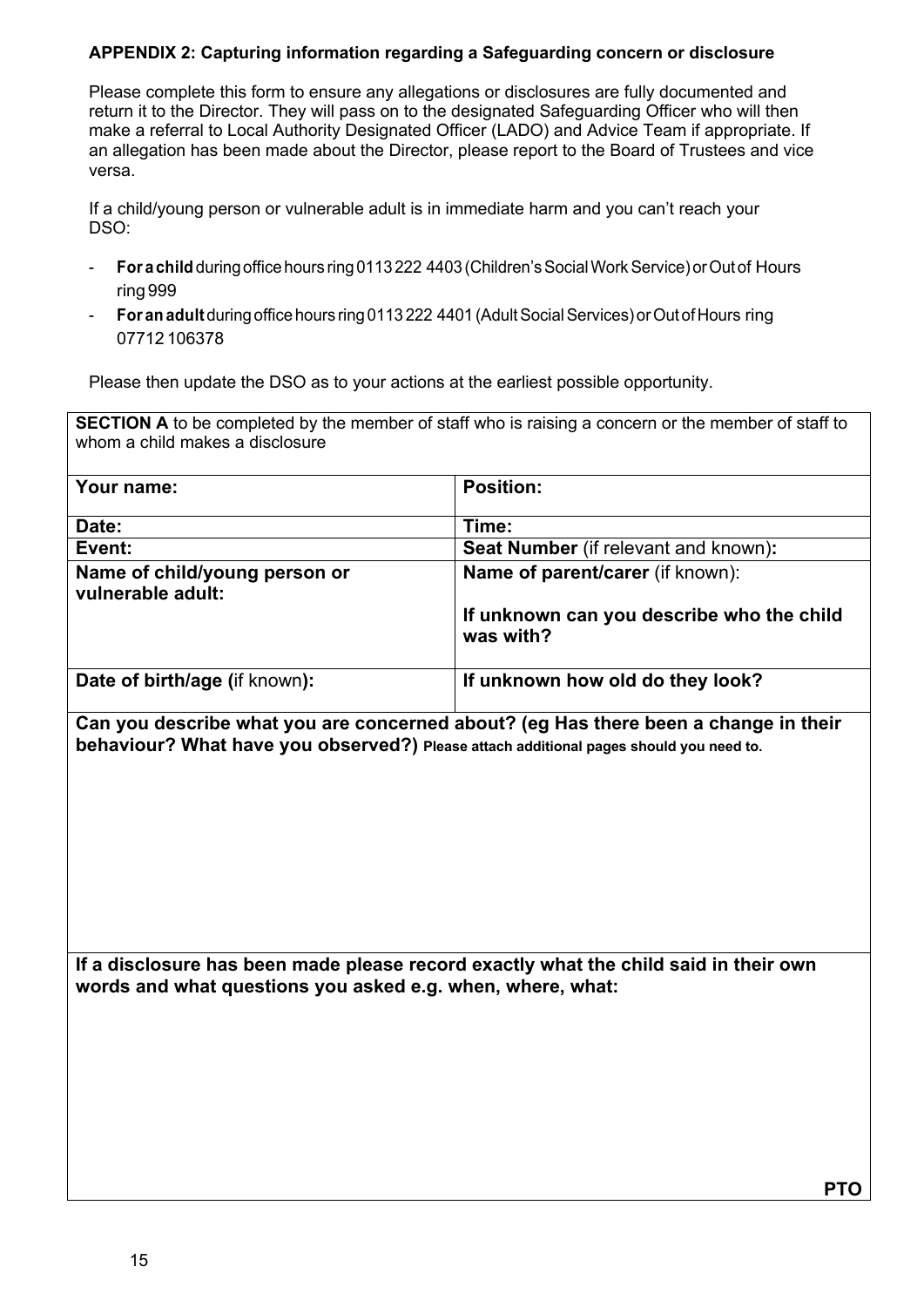**APPENDIX 2: Capturing information regarding a Safeguarding concern or disclosure**

Please complete this form to ensure any allegations or disclosures are fully documented and return it to the Director. They will pass on to the designated Safeguarding Officer who will then make a referral to Local Authority Designated Officer (LADO) and Advice Team if appropriate. If an allegation has been made about the Director, please report to the Board of Trustees and vice versa.

If a child/young person or vulnerable adult is in immediate harm and you can't reach your DSO:

- **For a child** during office hours ring 0113 222 4403 (Children's Social Work Service) or Out of Hours ring 999
- **For an adult** during office hours ring 0113 222 4401 (Adult Social Services) or Out of Hours ring 07712 106378

Please then update the DSO as to your actions at the earliest possible opportunity.

| **SECTION A** to be completed by the member of staff who is raising a concern or the member of staff to whom a child makes a disclosure | |
|---|---|
| **Your name:** | **Position:** |
| **Date:** | **Time:** |
| **Event:** | **Seat Number** (if relevant and known)**:** |
| **Name of child/young person or vulnerable adult:** | **Name of parent/carer** (if known):<br><br>**If unknown can you describe who the child was with?** |
| **Date of birth/age (**if known**):** | **If unknown how old do they look?** |
| **Can you describe what you are concerned about? (eg Has there been a change in their behaviour? What have you observed?)** **Please attach additional pages should you need to.** | |
| **If a disclosure has been made please record exactly what the child said in their own words and what questions you asked e.g. when, where, what:**<br><br>**PTO** | |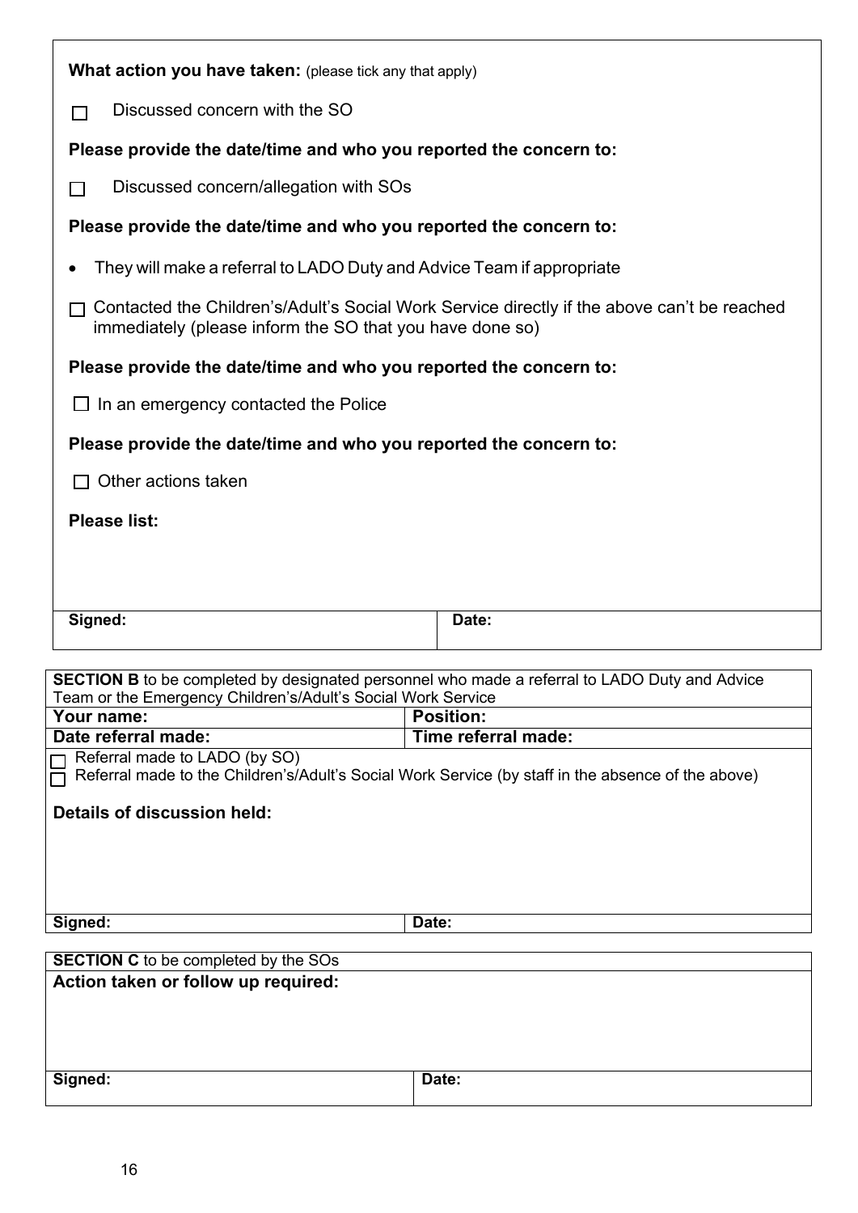**What action you have taken:** (please tick any that apply)

☐ Discussed concern with the SO

**Please provide the date/time and who you reported the concern to:**

☐ Discussed concern/allegation with SOs

**Please provide the date/time and who you reported the concern to:**

- They will make a referral to LADO Duty and Advice Team if appropriate

☐ Contacted the Children's/Adult's Social Work Service directly if the above can't be reached immediately (please inform the SO that you have done so)

**Please provide the date/time and who you reported the concern to:**

☐ In an emergency contacted the Police

**Please provide the date/time and who you reported the concern to:**

☐ Other actions taken

**Please list:**

| **Signed:** | **Date:** |
| --- | --- |

| **SECTION B** to be completed by designated personnel who made a referral to LADO Duty and Advice Team or the Emergency Children's/Adult's Social Work Service | |
| --- | --- |
| **Your name:** | **Position:** |
| **Date referral made:** | **Time referral made:** |
| ☐ Referral made to LADO (by SO)<br>☐ Referral made to the Children's/Adult's Social Work Service (by staff in the absence of the above)<br><br>**Details of discussion held:** | |
| **Signed:** | **Date:** |

| **SECTION C** to be completed by the SOs | |
| --- | --- |
| **Action taken or follow up required:** | |
| **Signed:** | **Date:** |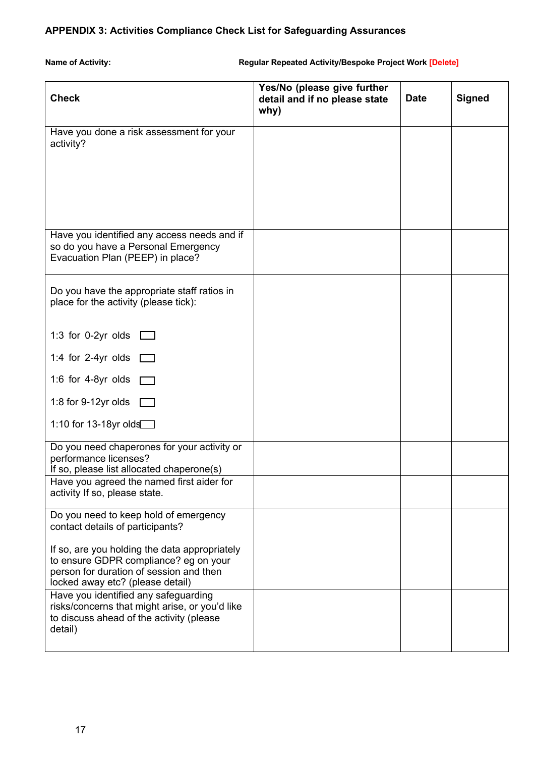## APPENDIX 3: Activities Compliance Check List for Safeguarding Assurances

**Name of Activity:** **Regular Repeated Activity/Bespoke Project Work [Delete]**

| Check | Yes/No (please give further detail and if no please state why) | Date | Signed |
|---|---|---|---|
| Have you done a risk assessment for your activity? | | | |
| Have you identified any access needs and if so do you have a Personal Emergency Evacuation Plan (PEEP) in place? | | | |
| Do you have the appropriate staff ratios in place for the activity (please tick):<br><br>1:3 for 0-2yr olds ☐<br>1:4 for 2-4yr olds ☐<br>1:6 for 4-8yr olds ☐<br>1:8 for 9-12yr olds ☐<br>1:10 for 13-18yr olds ☐ | | | |
| Do you need chaperones for your activity or performance licenses?<br>If so, please list allocated chaperone(s) | | | |
| Have you agreed the named first aider for activity If so, please state. | | | |
| Do you need to keep hold of emergency contact details of participants?<br><br>If so, are you holding the data appropriately to ensure GDPR compliance? eg on your person for duration of session and then locked away etc? (please detail) | | | |
| Have you identified any safeguarding risks/concerns that might arise, or you'd like to discuss ahead of the activity (please detail) | | | |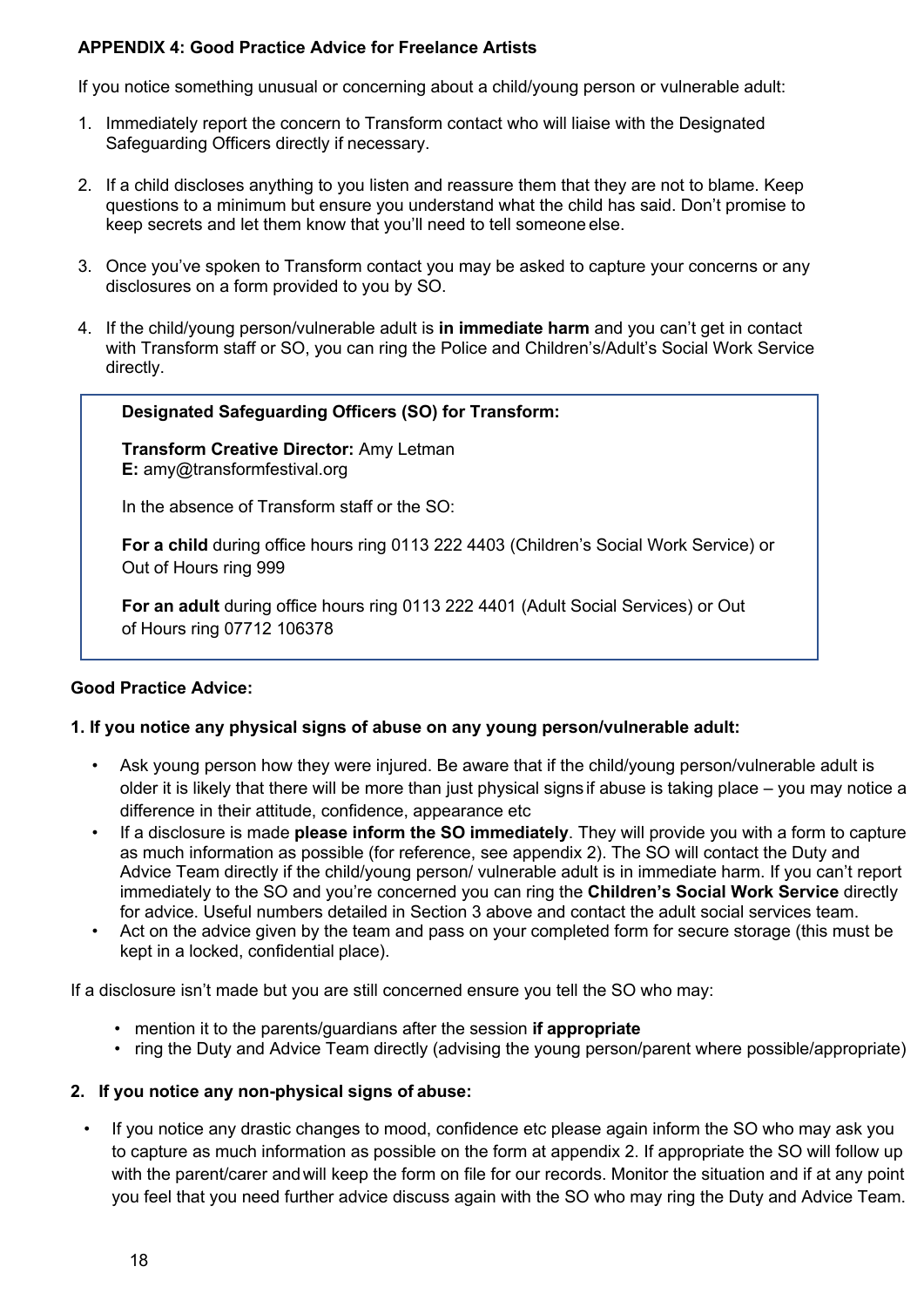**APPENDIX 4: Good Practice Advice for Freelance Artists**

If you notice something unusual or concerning about a child/young person or vulnerable adult:

1. Immediately report the concern to Transform contact who will liaise with the Designated Safeguarding Officers directly if necessary.

2. If a child discloses anything to you listen and reassure them that they are not to blame. Keep questions to a minimum but ensure you understand what the child has said. Don't promise to keep secrets and let them know that you'll need to tell someone else.

3. Once you've spoken to Transform contact you may be asked to capture your concerns or any disclosures on a form provided to you by SO.

4. If the child/young person/vulnerable adult is **in immediate harm** and you can't get in contact with Transform staff or SO, you can ring the Police and Children's/Adult's Social Work Service directly.

> **Designated Safeguarding Officers (SO) for Transform:**
>
> **Transform Creative Director:** Amy Letman
> **E:** amy@transformfestival.org
>
> In the absence of Transform staff or the SO:
>
> **For a child** during office hours ring 0113 222 4403 (Children's Social Work Service) or Out of Hours ring 999
>
> **For an adult** during office hours ring 0113 222 4401 (Adult Social Services) or Out of Hours ring 07712 106378

**Good Practice Advice:**

**1. If you notice any physical signs of abuse on any young person/vulnerable adult:**

- Ask young person how they were injured. Be aware that if the child/young person/vulnerable adult is older it is likely that there will be more than just physical signs if abuse is taking place – you may notice a difference in their attitude, confidence, appearance etc
- If a disclosure is made **please inform the SO immediately**. They will provide you with a form to capture as much information as possible (for reference, see appendix 2). The SO will contact the Duty and Advice Team directly if the child/young person/ vulnerable adult is in immediate harm. If you can't report immediately to the SO and you're concerned you can ring the **Children's Social Work Service** directly for advice. Useful numbers detailed in Section 3 above and contact the adult social services team.
- Act on the advice given by the team and pass on your completed form for secure storage (this must be kept in a locked, confidential place).

If a disclosure isn't made but you are still concerned ensure you tell the SO who may:

- mention it to the parents/guardians after the session **if appropriate**
- ring the Duty and Advice Team directly (advising the young person/parent where possible/appropriate)

**2. If you notice any non-physical signs of abuse:**

- If you notice any drastic changes to mood, confidence etc please again inform the SO who may ask you to capture as much information as possible on the form at appendix 2. If appropriate the SO will follow up with the parent/carer and will keep the form on file for our records. Monitor the situation and if at any point you feel that you need further advice discuss again with the SO who may ring the Duty and Advice Team.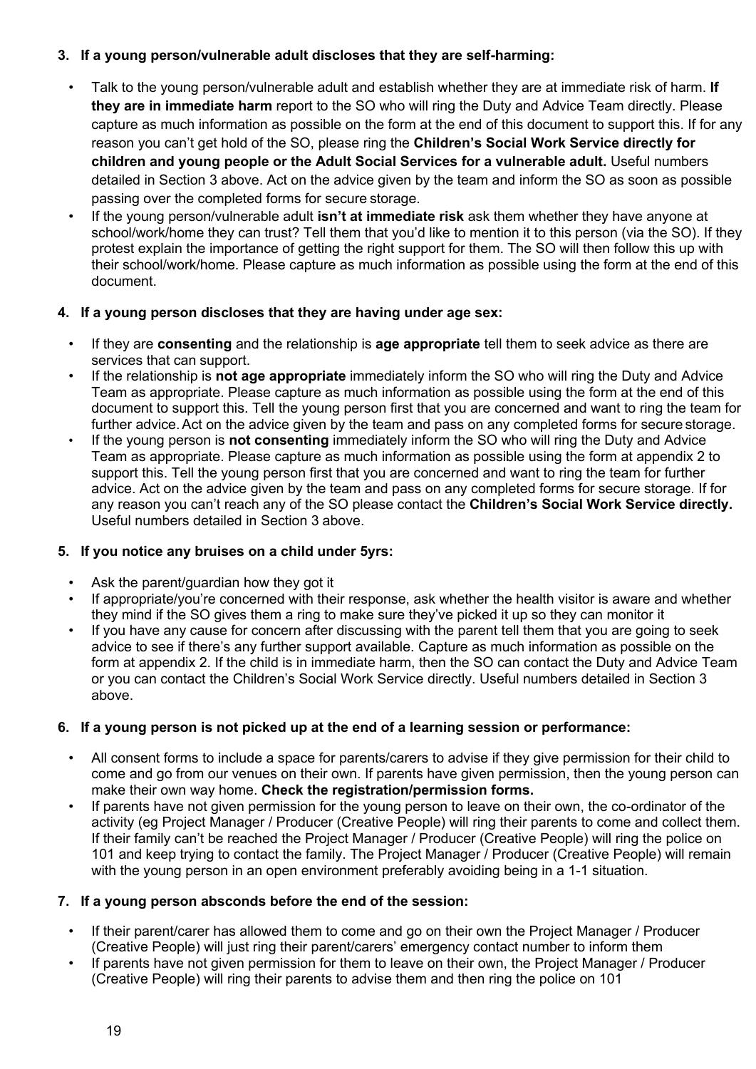3. **If a young person/vulnerable adult discloses that they are self-harming:**

- Talk to the young person/vulnerable adult and establish whether they are at immediate risk of harm. **If they are in immediate harm** report to the SO who will ring the Duty and Advice Team directly. Please capture as much information as possible on the form at the end of this document to support this. If for any reason you can't get hold of the SO, please ring the **Children's Social Work Service directly for children and young people or the Adult Social Services for a vulnerable adult.** Useful numbers detailed in Section 3 above. Act on the advice given by the team and inform the SO as soon as possible passing over the completed forms for secure storage.
- If the young person/vulnerable adult **isn't at immediate risk** ask them whether they have anyone at school/work/home they can trust? Tell them that you'd like to mention it to this person (via the SO). If they protest explain the importance of getting the right support for them. The SO will then follow this up with their school/work/home. Please capture as much information as possible using the form at the end of this document.

4. **If a young person discloses that they are having under age sex:**

- If they are **consenting** and the relationship is **age appropriate** tell them to seek advice as there are services that can support.
- If the relationship is **not age appropriate** immediately inform the SO who will ring the Duty and Advice Team as appropriate. Please capture as much information as possible using the form at the end of this document to support this. Tell the young person first that you are concerned and want to ring the team for further advice. Act on the advice given by the team and pass on any completed forms for secure storage.
- If the young person is **not consenting** immediately inform the SO who will ring the Duty and Advice Team as appropriate. Please capture as much information as possible using the form at appendix 2 to support this. Tell the young person first that you are concerned and want to ring the team for further advice. Act on the advice given by the team and pass on any completed forms for secure storage. If for any reason you can't reach any of the SO please contact the **Children's Social Work Service directly.** Useful numbers detailed in Section 3 above.

5. **If you notice any bruises on a child under 5yrs:**

- Ask the parent/guardian how they got it
- If appropriate/you're concerned with their response, ask whether the health visitor is aware and whether they mind if the SO gives them a ring to make sure they've picked it up so they can monitor it
- If you have any cause for concern after discussing with the parent tell them that you are going to seek advice to see if there's any further support available. Capture as much information as possible on the form at appendix 2. If the child is in immediate harm, then the SO can contact the Duty and Advice Team or you can contact the Children's Social Work Service directly. Useful numbers detailed in Section 3 above.

6. **If a young person is not picked up at the end of a learning session or performance:**

- All consent forms to include a space for parents/carers to advise if they give permission for their child to come and go from our venues on their own. If parents have given permission, then the young person can make their own way home. **Check the registration/permission forms.**
- If parents have not given permission for the young person to leave on their own, the co-ordinator of the activity (eg Project Manager / Producer (Creative People) will ring their parents to come and collect them. If their family can't be reached the Project Manager / Producer (Creative People) will ring the police on 101 and keep trying to contact the family. The Project Manager / Producer (Creative People) will remain with the young person in an open environment preferably avoiding being in a 1-1 situation.

7. **If a young person absconds before the end of the session:**

- If their parent/carer has allowed them to come and go on their own the Project Manager / Producer (Creative People) will just ring their parent/carers' emergency contact number to inform them
- If parents have not given permission for them to leave on their own, the Project Manager / Producer (Creative People) will ring their parents to advise them and then ring the police on 101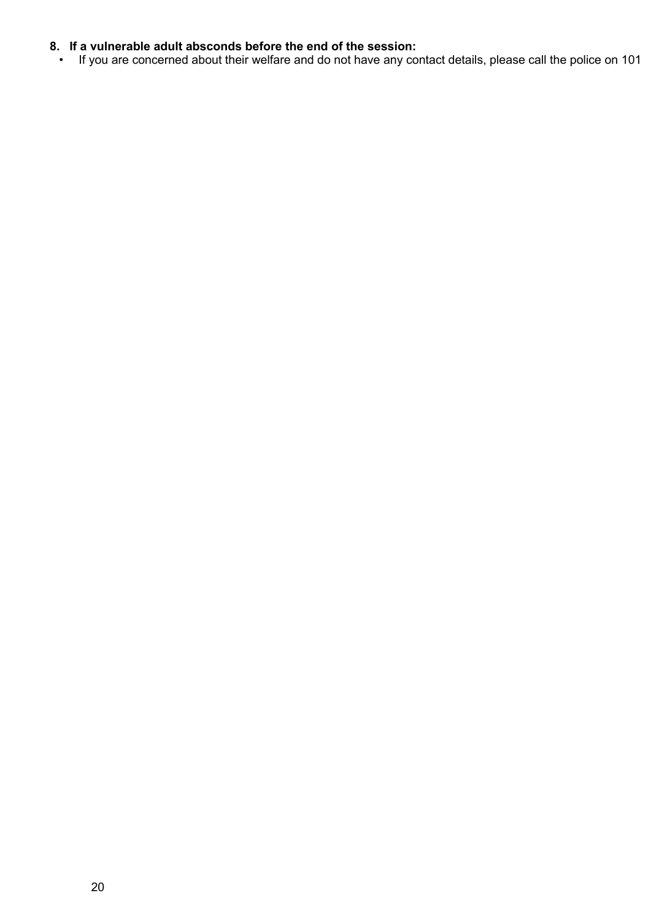8. **If a vulnerable adult absconds before the end of the session:**
   - If you are concerned about their welfare and do not have any contact details, please call the police on 101